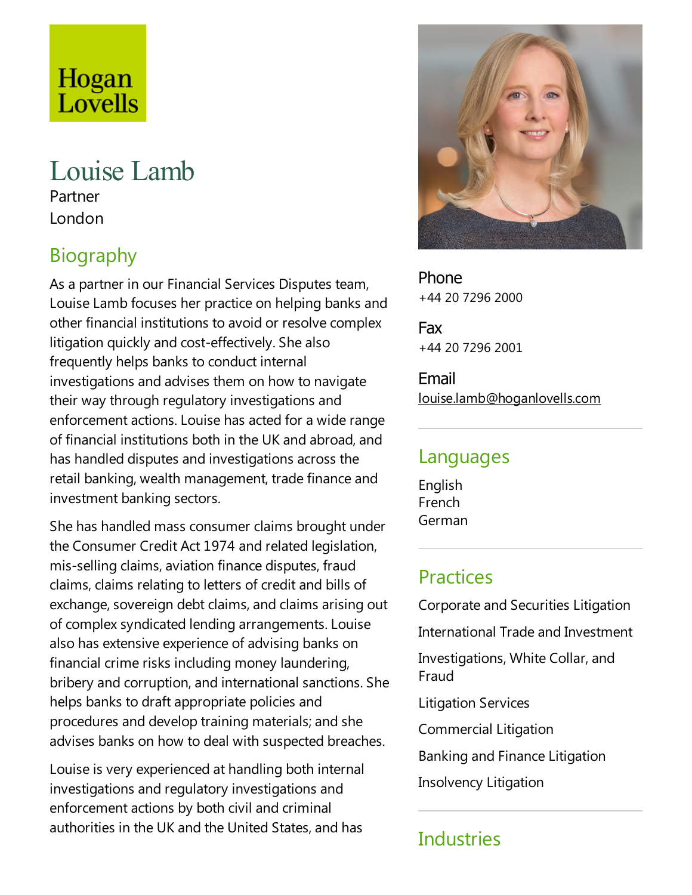Hogan Lovells

# Louise Lamb

Partner

London

## Biography

As a partner in our Financial Services Disputes team, Louise Lamb focuses her practice on helping banks and other financial institutions to avoid or resolve complex litigation quickly and cost-effectively. She also frequently helps banks to conduct internal investigations and advises them on how to navigate their way through regulatory investigations and enforcement actions. Louise has acted for a wide range of financial institutions both in the UK and abroad, and has handled disputes and investigations across the retail banking, wealth management, trade finance and investment banking sectors.

She has handled mass consumer claims brought under the Consumer Credit Act 1974 and related legislation, mis-selling claims, aviation finance disputes, fraud claims, claims relating to letters of credit and bills of exchange, sovereign debt claims, and claims arising out of complex syndicated lending arrangements. Louise also has extensive experience of advising banks on financial crime risks including money laundering, bribery and corruption, and international sanctions. She helps banks to draft appropriate policies and procedures and develop training materials; and she advises banks on how to deal with suspected breaches.

Louise is very experienced at handling both internal investigations and regulatory investigations and enforcement actions by both civil and criminal authorities in the UK and the United States, and has

**Phone**
+44 20 7296 2000

**Fax**
+44 20 7296 2001

**Email**
louise.lamb@hoganlovells.com

## Languages

English
French
German

## Practices

Corporate and Securities Litigation

International Trade and Investment

Investigations, White Collar, and Fraud

Litigation Services

Commercial Litigation

Banking and Finance Litigation

Insolvency Litigation

## Industries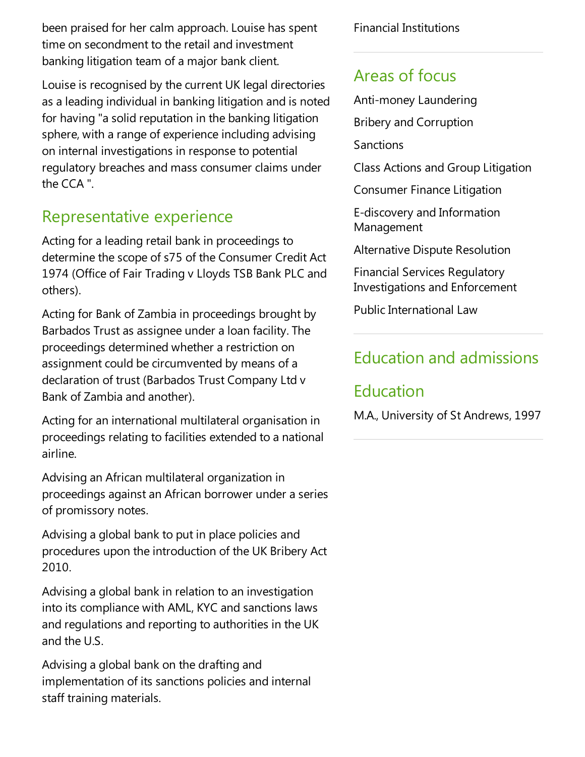been praised for her calm approach. Louise has spent time on secondment to the retail and investment banking litigation team of a major bank client.

Louise is recognised by the current UK legal directories as a leading individual in banking litigation and is noted for having "a solid reputation in the banking litigation sphere, with a range of experience including advising on internal investigations in response to potential regulatory breaches and mass consumer claims under the CCA ".

## Representative experience

Acting for a leading retail bank in proceedings to determine the scope of s75 of the Consumer Credit Act 1974 (Office of Fair Trading v Lloyds TSB Bank PLC and others).

Acting for Bank of Zambia in proceedings brought by Barbados Trust as assignee under a loan facility. The proceedings determined whether a restriction on assignment could be circumvented by means of a declaration of trust (Barbados Trust Company Ltd v Bank of Zambia and another).

Acting for an international multilateral organisation in proceedings relating to facilities extended to a national airline.

Advising an African multilateral organization in proceedings against an African borrower under a series of promissory notes.

Advising a global bank to put in place policies and procedures upon the introduction of the UK Bribery Act 2010.

Advising a global bank in relation to an investigation into its compliance with AML, KYC and sanctions laws and regulations and reporting to authorities in the UK and the U.S.

Advising a global bank on the drafting and implementation of its sanctions policies and internal staff training materials.

Financial Institutions

## Areas of focus

Anti-money Laundering

Bribery and Corruption

Sanctions

Class Actions and Group Litigation

Consumer Finance Litigation

E-discovery and Information Management

Alternative Dispute Resolution

Financial Services Regulatory Investigations and Enforcement

Public International Law

## Education and admissions

## Education

M.A., University of St Andrews, 1997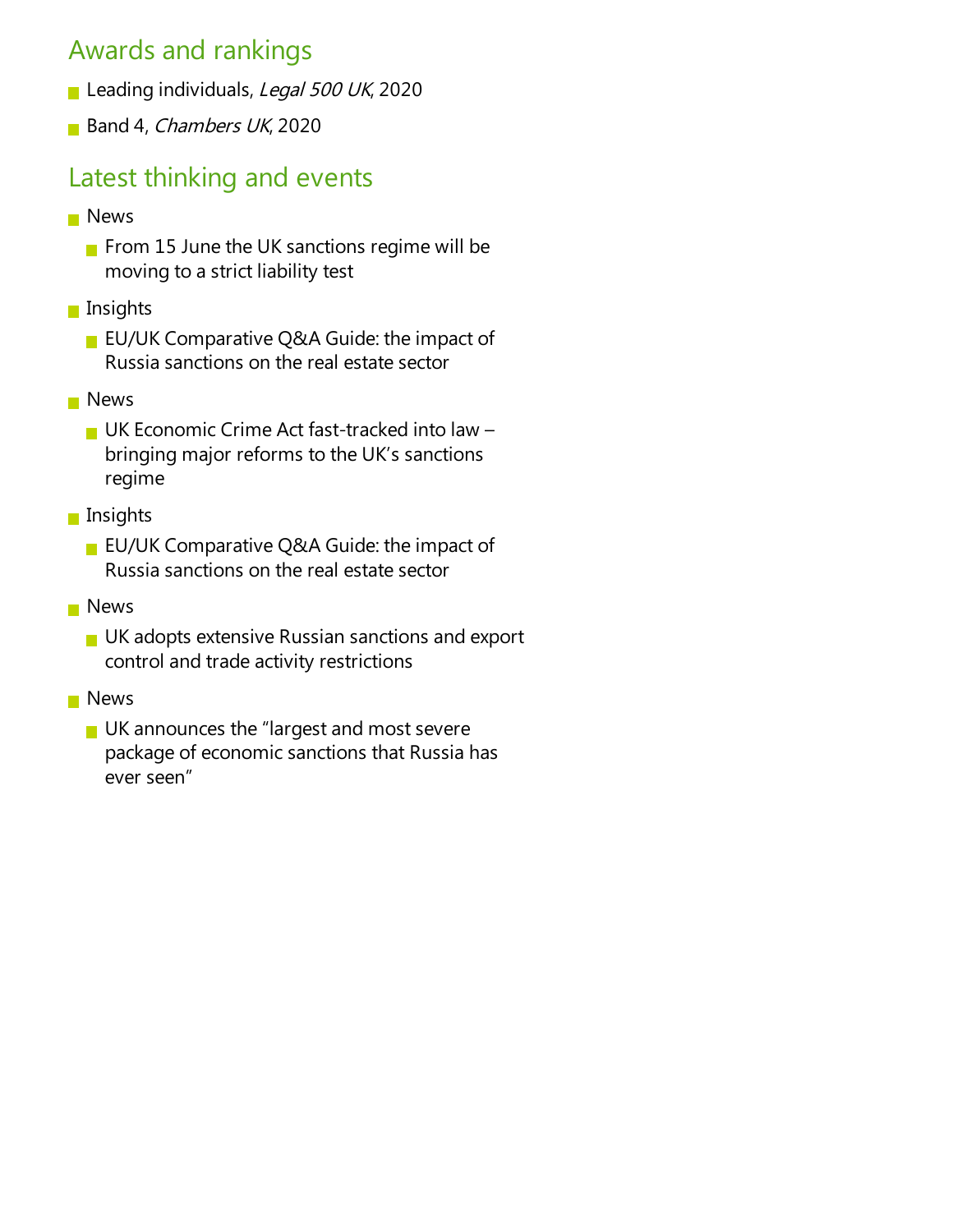## Awards and rankings

- Leading individuals, *Legal 500 UK*, 2020
- Band 4, *Chambers UK*, 2020

## Latest thinking and events

- News
  - From 15 June the UK sanctions regime will be moving to a strict liability test
- Insights
  - EU/UK Comparative Q&A Guide: the impact of Russia sanctions on the real estate sector
- News
  - UK Economic Crime Act fast-tracked into law – bringing major reforms to the UK's sanctions regime
- Insights
  - EU/UK Comparative Q&A Guide: the impact of Russia sanctions on the real estate sector
- News
  - UK adopts extensive Russian sanctions and export control and trade activity restrictions
- News
  - UK announces the "largest and most severe package of economic sanctions that Russia has ever seen"